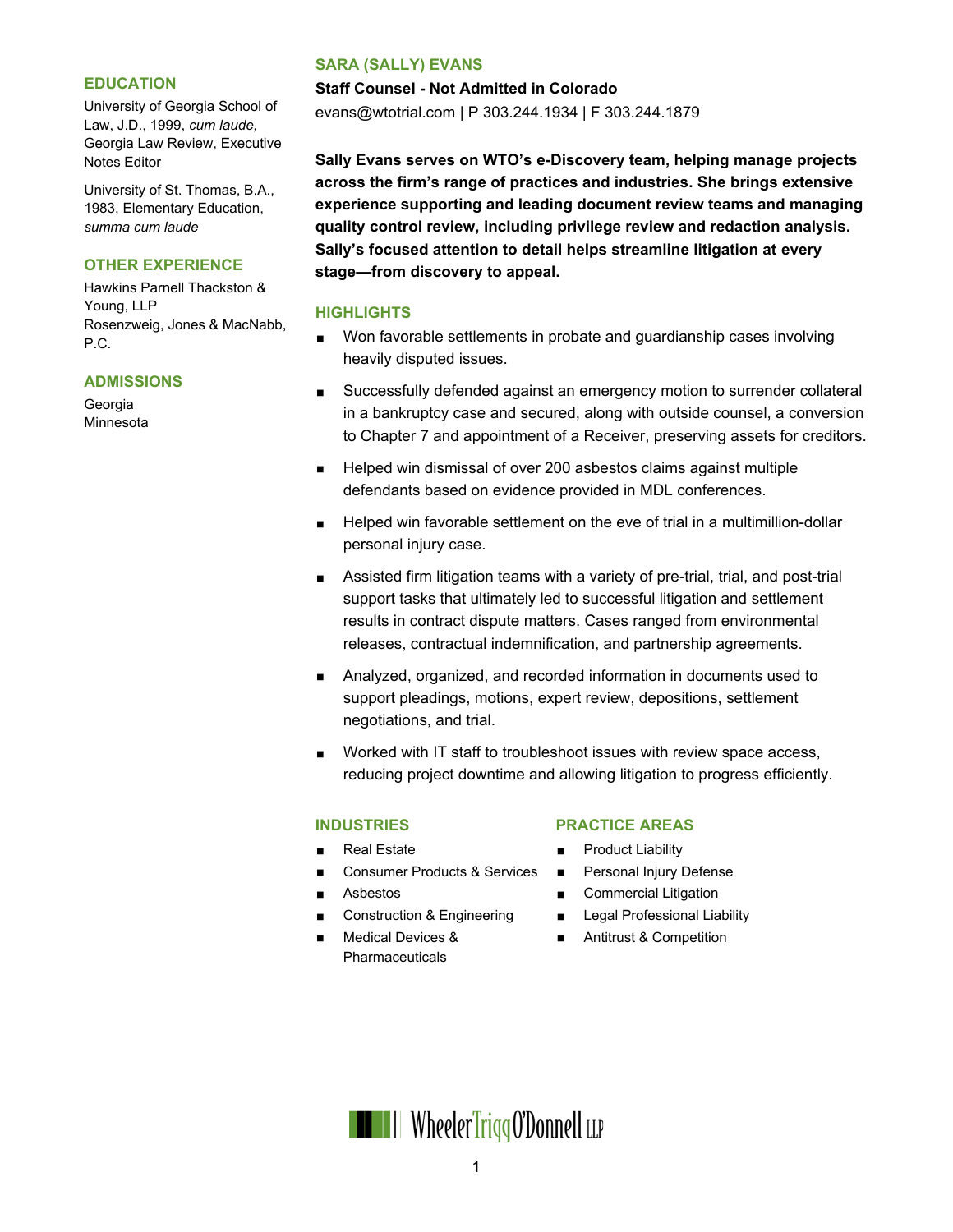# SARA (SALLY) EVANS

**Staff Counsel - Not Admitted in Colorado**

evans@wtotrial.com | P 303.244.1934 | F 303.244.1879

**Sally Evans serves on WTO's e-Discovery team, helping manage projects across the firm's range of practices and industries. She brings extensive experience supporting and leading document review teams and managing quality control review, including privilege review and redaction analysis. Sally's focused attention to detail helps streamline litigation at every stage—from discovery to appeal.**

## HIGHLIGHTS

- Won favorable settlements in probate and guardianship cases involving heavily disputed issues.
- Successfully defended against an emergency motion to surrender collateral in a bankruptcy case and secured, along with outside counsel, a conversion to Chapter 7 and appointment of a Receiver, preserving assets for creditors.
- Helped win dismissal of over 200 asbestos claims against multiple defendants based on evidence provided in MDL conferences.
- Helped win favorable settlement on the eve of trial in a multimillion-dollar personal injury case.
- Assisted firm litigation teams with a variety of pre-trial, trial, and post-trial support tasks that ultimately led to successful litigation and settlement results in contract dispute matters. Cases ranged from environmental releases, contractual indemnification, and partnership agreements.
- Analyzed, organized, and recorded information in documents used to support pleadings, motions, expert review, depositions, settlement negotiations, and trial.
- Worked with IT staff to troubleshoot issues with review space access, reducing project downtime and allowing litigation to progress efficiently.

## INDUSTRIES

- Real Estate
- Consumer Products & Services
- Asbestos
- Construction & Engineering
- Medical Devices & Pharmaceuticals

## PRACTICE AREAS

- Product Liability
- Personal Injury Defense
- Commercial Litigation
- Legal Professional Liability
- Antitrust & Competition

## EDUCATION

University of Georgia School of Law, J.D., 1999, *cum laude,* Georgia Law Review, Executive Notes Editor

University of St. Thomas, B.A., 1983, Elementary Education, *summa cum laude*

## OTHER EXPERIENCE

Hawkins Parnell Thackston & Young, LLP

Rosenzweig, Jones & MacNabb, P.C.

## ADMISSIONS

Georgia

Minnesota

Wheeler Trigg O'Donnell LLP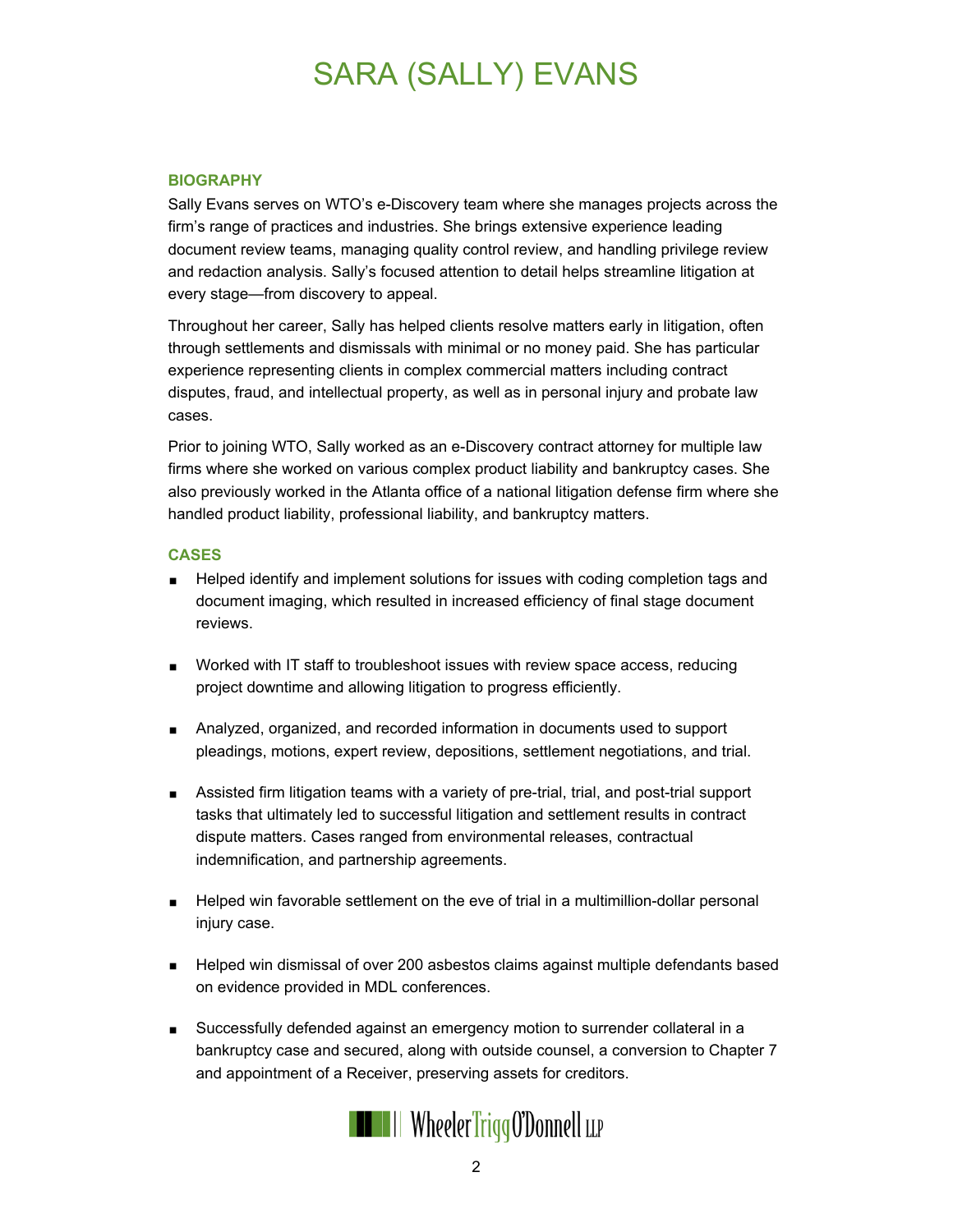# SARA (SALLY) EVANS

## BIOGRAPHY

Sally Evans serves on WTO's e-Discovery team where she manages projects across the firm's range of practices and industries. She brings extensive experience leading document review teams, managing quality control review, and handling privilege review and redaction analysis. Sally's focused attention to detail helps streamline litigation at every stage—from discovery to appeal.

Throughout her career, Sally has helped clients resolve matters early in litigation, often through settlements and dismissals with minimal or no money paid. She has particular experience representing clients in complex commercial matters including contract disputes, fraud, and intellectual property, as well as in personal injury and probate law cases.

Prior to joining WTO, Sally worked as an e-Discovery contract attorney for multiple law firms where she worked on various complex product liability and bankruptcy cases. She also previously worked in the Atlanta office of a national litigation defense firm where she handled product liability, professional liability, and bankruptcy matters.

## CASES

- Helped identify and implement solutions for issues with coding completion tags and document imaging, which resulted in increased efficiency of final stage document reviews.
- Worked with IT staff to troubleshoot issues with review space access, reducing project downtime and allowing litigation to progress efficiently.
- Analyzed, organized, and recorded information in documents used to support pleadings, motions, expert review, depositions, settlement negotiations, and trial.
- Assisted firm litigation teams with a variety of pre-trial, trial, and post-trial support tasks that ultimately led to successful litigation and settlement results in contract dispute matters. Cases ranged from environmental releases, contractual indemnification, and partnership agreements.
- Helped win favorable settlement on the eve of trial in a multimillion-dollar personal injury case.
- Helped win dismissal of over 200 asbestos claims against multiple defendants based on evidence provided in MDL conferences.
- Successfully defended against an emergency motion to surrender collateral in a bankruptcy case and secured, along with outside counsel, a conversion to Chapter 7 and appointment of a Receiver, preserving assets for creditors.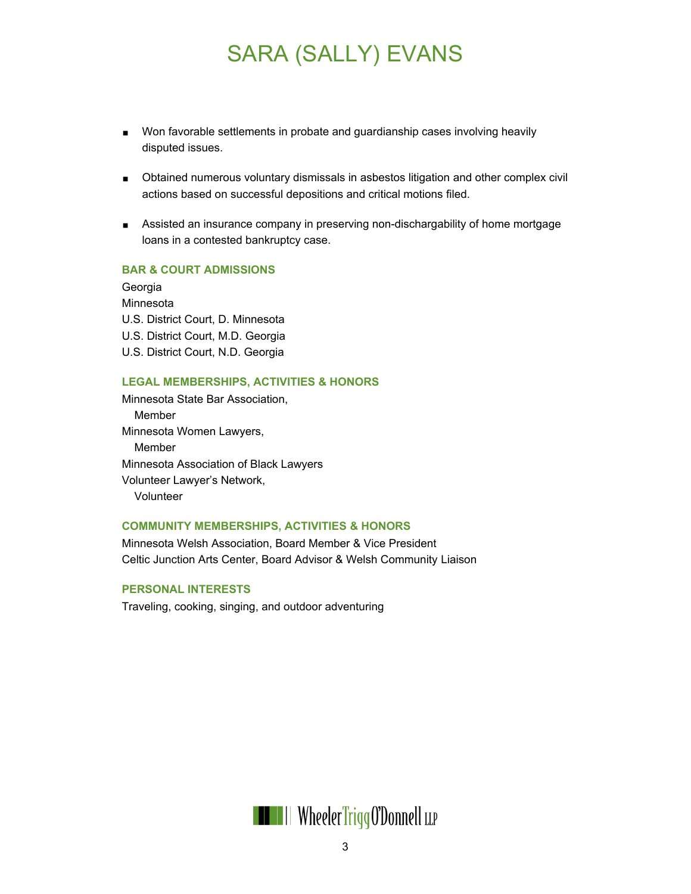# SARA (SALLY) EVANS

- Won favorable settlements in probate and guardianship cases involving heavily disputed issues.
- Obtained numerous voluntary dismissals in asbestos litigation and other complex civil actions based on successful depositions and critical motions filed.
- Assisted an insurance company in preserving non-dischargability of home mortgage loans in a contested bankruptcy case.

## BAR & COURT ADMISSIONS

Georgia
Minnesota
U.S. District Court, D. Minnesota
U.S. District Court, M.D. Georgia
U.S. District Court, N.D. Georgia

## LEGAL MEMBERSHIPS, ACTIVITIES & HONORS

Minnesota State Bar Association,
  Member
Minnesota Women Lawyers,
  Member
Minnesota Association of Black Lawyers
Volunteer Lawyer's Network,
  Volunteer

## COMMUNITY MEMBERSHIPS, ACTIVITIES & HONORS

Minnesota Welsh Association, Board Member & Vice President
Celtic Junction Arts Center, Board Advisor & Welsh Community Liaison

## PERSONAL INTERESTS

Traveling, cooking, singing, and outdoor adventuring